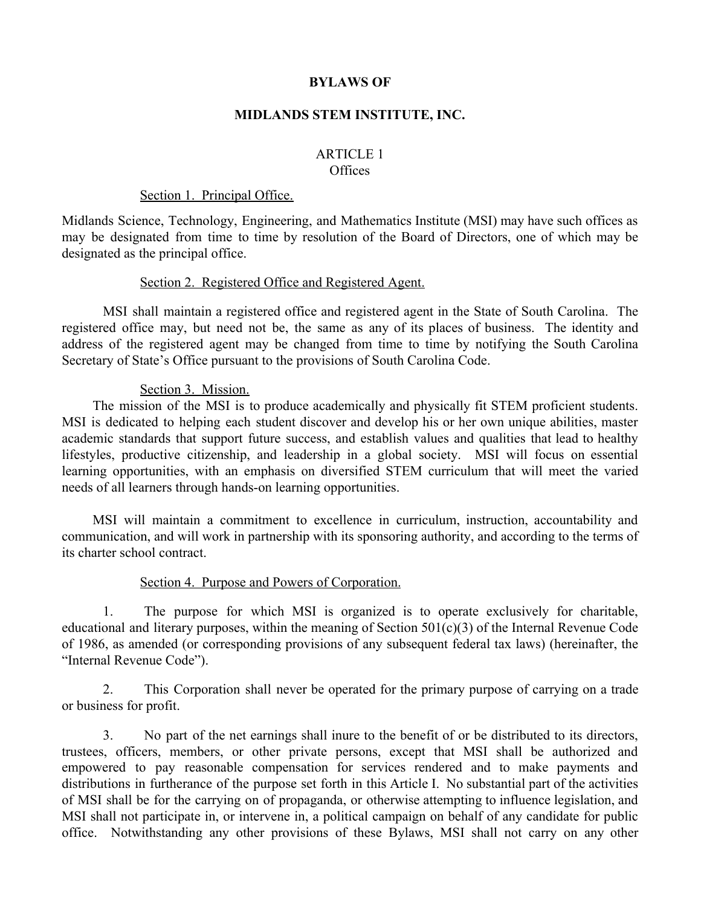# BYLAWS OF

# MIDLANDS STEM INSTITUTE, INC.

## ARTICLE 1
## Offices

### Section 1. Principal Office.

Midlands Science, Technology, Engineering, and Mathematics Institute (MSI) may have such offices as may be designated from time to time by resolution of the Board of Directors, one of which may be designated as the principal office.

### Section 2. Registered Office and Registered Agent.

MSI shall maintain a registered office and registered agent in the State of South Carolina. The registered office may, but need not be, the same as any of its places of business. The identity and address of the registered agent may be changed from time to time by notifying the South Carolina Secretary of State's Office pursuant to the provisions of South Carolina Code.

### Section 3. Mission.

The mission of the MSI is to produce academically and physically fit STEM proficient students. MSI is dedicated to helping each student discover and develop his or her own unique abilities, master academic standards that support future success, and establish values and qualities that lead to healthy lifestyles, productive citizenship, and leadership in a global society. MSI will focus on essential learning opportunities, with an emphasis on diversified STEM curriculum that will meet the varied needs of all learners through hands-on learning opportunities.

MSI will maintain a commitment to excellence in curriculum, instruction, accountability and communication, and will work in partnership with its sponsoring authority, and according to the terms of its charter school contract.

### Section 4. Purpose and Powers of Corporation.

1. The purpose for which MSI is organized is to operate exclusively for charitable, educational and literary purposes, within the meaning of Section 501(c)(3) of the Internal Revenue Code of 1986, as amended (or corresponding provisions of any subsequent federal tax laws) (hereinafter, the "Internal Revenue Code").

2. This Corporation shall never be operated for the primary purpose of carrying on a trade or business for profit.

3. No part of the net earnings shall inure to the benefit of or be distributed to its directors, trustees, officers, members, or other private persons, except that MSI shall be authorized and empowered to pay reasonable compensation for services rendered and to make payments and distributions in furtherance of the purpose set forth in this Article I. No substantial part of the activities of MSI shall be for the carrying on of propaganda, or otherwise attempting to influence legislation, and MSI shall not participate in, or intervene in, a political campaign on behalf of any candidate for public office. Notwithstanding any other provisions of these Bylaws, MSI shall not carry on any other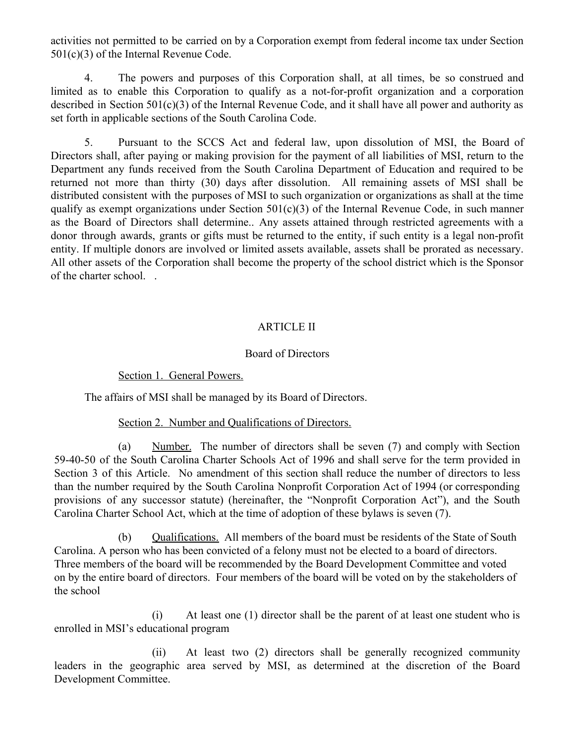activities not permitted to be carried on by a Corporation exempt from federal income tax under Section 501(c)(3) of the Internal Revenue Code.

4. The powers and purposes of this Corporation shall, at all times, be so construed and limited as to enable this Corporation to qualify as a not-for-profit organization and a corporation described in Section 501(c)(3) of the Internal Revenue Code, and it shall have all power and authority as set forth in applicable sections of the South Carolina Code.

5. Pursuant to the SCCS Act and federal law, upon dissolution of MSI, the Board of Directors shall, after paying or making provision for the payment of all liabilities of MSI, return to the Department any funds received from the South Carolina Department of Education and required to be returned not more than thirty (30) days after dissolution. All remaining assets of MSI shall be distributed consistent with the purposes of MSI to such organization or organizations as shall at the time qualify as exempt organizations under Section 501(c)(3) of the Internal Revenue Code, in such manner as the Board of Directors shall determine.. Any assets attained through restricted agreements with a donor through awards, grants or gifts must be returned to the entity, if such entity is a legal non-profit entity. If multiple donors are involved or limited assets available, assets shall be prorated as necessary. All other assets of the Corporation shall become the property of the school district which is the Sponsor of the charter school. .

## ARTICLE II

## Board of Directors

Section 1. General Powers.

The affairs of MSI shall be managed by its Board of Directors.

Section 2. Number and Qualifications of Directors.

(a) Number. The number of directors shall be seven (7) and comply with Section 59-40-50 of the South Carolina Charter Schools Act of 1996 and shall serve for the term provided in Section 3 of this Article. No amendment of this section shall reduce the number of directors to less than the number required by the South Carolina Nonprofit Corporation Act of 1994 (or corresponding provisions of any successor statute) (hereinafter, the "Nonprofit Corporation Act"), and the South Carolina Charter School Act, which at the time of adoption of these bylaws is seven (7).

(b) Qualifications. All members of the board must be residents of the State of South Carolina. A person who has been convicted of a felony must not be elected to a board of directors. Three members of the board will be recommended by the Board Development Committee and voted on by the entire board of directors. Four members of the board will be voted on by the stakeholders of the school

(i) At least one (1) director shall be the parent of at least one student who is enrolled in MSI's educational program

(ii) At least two (2) directors shall be generally recognized community leaders in the geographic area served by MSI, as determined at the discretion of the Board Development Committee.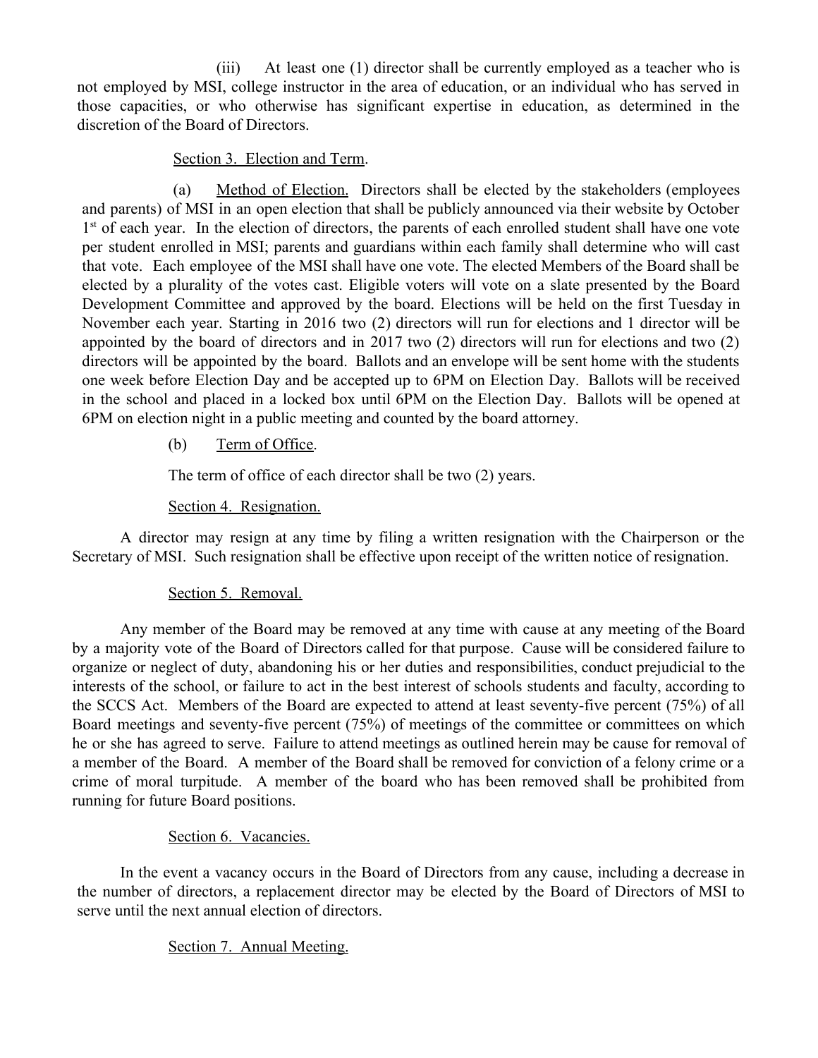(iii) At least one (1) director shall be currently employed as a teacher who is not employed by MSI, college instructor in the area of education, or an individual who has served in those capacities, or who otherwise has significant expertise in education, as determined in the discretion of the Board of Directors.

Section 3. Election and Term.

(a) Method of Election. Directors shall be elected by the stakeholders (employees and parents) of MSI in an open election that shall be publicly announced via their website by October 1st of each year. In the election of directors, the parents of each enrolled student shall have one vote per student enrolled in MSI; parents and guardians within each family shall determine who will cast that vote. Each employee of the MSI shall have one vote. The elected Members of the Board shall be elected by a plurality of the votes cast. Eligible voters will vote on a slate presented by the Board Development Committee and approved by the board. Elections will be held on the first Tuesday in November each year. Starting in 2016 two (2) directors will run for elections and 1 director will be appointed by the board of directors and in 2017 two (2) directors will run for elections and two (2) directors will be appointed by the board. Ballots and an envelope will be sent home with the students one week before Election Day and be accepted up to 6PM on Election Day. Ballots will be received in the school and placed in a locked box until 6PM on the Election Day. Ballots will be opened at 6PM on election night in a public meeting and counted by the board attorney.

(b) Term of Office.

The term of office of each director shall be two (2) years.

Section 4. Resignation.

A director may resign at any time by filing a written resignation with the Chairperson or the Secretary of MSI. Such resignation shall be effective upon receipt of the written notice of resignation.

Section 5. Removal.

Any member of the Board may be removed at any time with cause at any meeting of the Board by a majority vote of the Board of Directors called for that purpose. Cause will be considered failure to organize or neglect of duty, abandoning his or her duties and responsibilities, conduct prejudicial to the interests of the school, or failure to act in the best interest of schools students and faculty, according to the SCCS Act. Members of the Board are expected to attend at least seventy-five percent (75%) of all Board meetings and seventy-five percent (75%) of meetings of the committee or committees on which he or she has agreed to serve. Failure to attend meetings as outlined herein may be cause for removal of a member of the Board. A member of the Board shall be removed for conviction of a felony crime or a crime of moral turpitude. A member of the board who has been removed shall be prohibited from running for future Board positions.

Section 6. Vacancies.

In the event a vacancy occurs in the Board of Directors from any cause, including a decrease in the number of directors, a replacement director may be elected by the Board of Directors of MSI to serve until the next annual election of directors.

Section 7. Annual Meeting.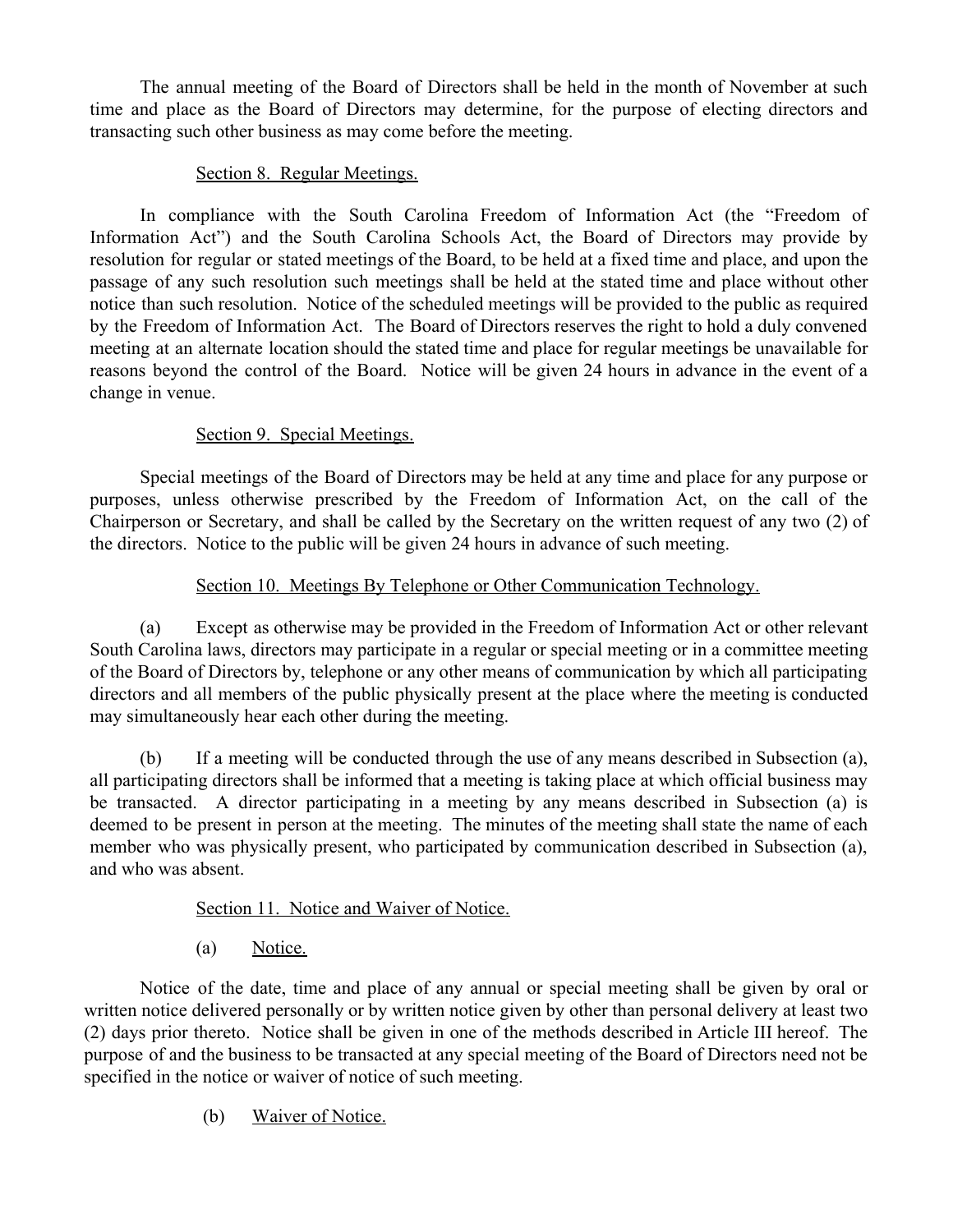The annual meeting of the Board of Directors shall be held in the month of November at such time and place as the Board of Directors may determine, for the purpose of electing directors and transacting such other business as may come before the meeting.

### Section 8. Regular Meetings.

In compliance with the South Carolina Freedom of Information Act (the "Freedom of Information Act") and the South Carolina Schools Act, the Board of Directors may provide by resolution for regular or stated meetings of the Board, to be held at a fixed time and place, and upon the passage of any such resolution such meetings shall be held at the stated time and place without other notice than such resolution. Notice of the scheduled meetings will be provided to the public as required by the Freedom of Information Act. The Board of Directors reserves the right to hold a duly convened meeting at an alternate location should the stated time and place for regular meetings be unavailable for reasons beyond the control of the Board. Notice will be given 24 hours in advance in the event of a change in venue.

### Section 9. Special Meetings.

Special meetings of the Board of Directors may be held at any time and place for any purpose or purposes, unless otherwise prescribed by the Freedom of Information Act, on the call of the Chairperson or Secretary, and shall be called by the Secretary on the written request of any two (2) of the directors. Notice to the public will be given 24 hours in advance of such meeting.

### Section 10. Meetings By Telephone or Other Communication Technology.

(a) Except as otherwise may be provided in the Freedom of Information Act or other relevant South Carolina laws, directors may participate in a regular or special meeting or in a committee meeting of the Board of Directors by, telephone or any other means of communication by which all participating directors and all members of the public physically present at the place where the meeting is conducted may simultaneously hear each other during the meeting.

(b) If a meeting will be conducted through the use of any means described in Subsection (a), all participating directors shall be informed that a meeting is taking place at which official business may be transacted. A director participating in a meeting by any means described in Subsection (a) is deemed to be present in person at the meeting. The minutes of the meeting shall state the name of each member who was physically present, who participated by communication described in Subsection (a), and who was absent.

### Section 11. Notice and Waiver of Notice.

(a) Notice.

Notice of the date, time and place of any annual or special meeting shall be given by oral or written notice delivered personally or by written notice given by other than personal delivery at least two (2) days prior thereto. Notice shall be given in one of the methods described in Article III hereof. The purpose of and the business to be transacted at any special meeting of the Board of Directors need not be specified in the notice or waiver of notice of such meeting.

(b) Waiver of Notice.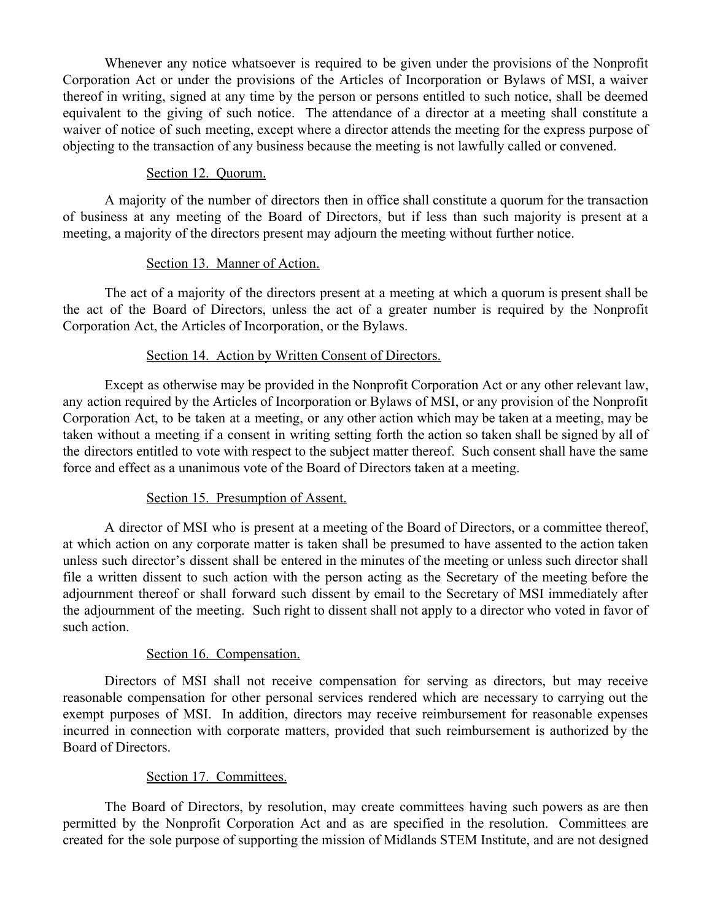Whenever any notice whatsoever is required to be given under the provisions of the Nonprofit Corporation Act or under the provisions of the Articles of Incorporation or Bylaws of MSI, a waiver thereof in writing, signed at any time by the person or persons entitled to such notice, shall be deemed equivalent to the giving of such notice. The attendance of a director at a meeting shall constitute a waiver of notice of such meeting, except where a director attends the meeting for the express purpose of objecting to the transaction of any business because the meeting is not lawfully called or convened.

### Section 12. Quorum.

A majority of the number of directors then in office shall constitute a quorum for the transaction of business at any meeting of the Board of Directors, but if less than such majority is present at a meeting, a majority of the directors present may adjourn the meeting without further notice.

### Section 13. Manner of Action.

The act of a majority of the directors present at a meeting at which a quorum is present shall be the act of the Board of Directors, unless the act of a greater number is required by the Nonprofit Corporation Act, the Articles of Incorporation, or the Bylaws.

### Section 14. Action by Written Consent of Directors.

Except as otherwise may be provided in the Nonprofit Corporation Act or any other relevant law, any action required by the Articles of Incorporation or Bylaws of MSI, or any provision of the Nonprofit Corporation Act, to be taken at a meeting, or any other action which may be taken at a meeting, may be taken without a meeting if a consent in writing setting forth the action so taken shall be signed by all of the directors entitled to vote with respect to the subject matter thereof. Such consent shall have the same force and effect as a unanimous vote of the Board of Directors taken at a meeting.

### Section 15. Presumption of Assent.

A director of MSI who is present at a meeting of the Board of Directors, or a committee thereof, at which action on any corporate matter is taken shall be presumed to have assented to the action taken unless such director's dissent shall be entered in the minutes of the meeting or unless such director shall file a written dissent to such action with the person acting as the Secretary of the meeting before the adjournment thereof or shall forward such dissent by email to the Secretary of MSI immediately after the adjournment of the meeting. Such right to dissent shall not apply to a director who voted in favor of such action.

### Section 16. Compensation.

Directors of MSI shall not receive compensation for serving as directors, but may receive reasonable compensation for other personal services rendered which are necessary to carrying out the exempt purposes of MSI. In addition, directors may receive reimbursement for reasonable expenses incurred in connection with corporate matters, provided that such reimbursement is authorized by the Board of Directors.

### Section 17. Committees.

The Board of Directors, by resolution, may create committees having such powers as are then permitted by the Nonprofit Corporation Act and as are specified in the resolution. Committees are created for the sole purpose of supporting the mission of Midlands STEM Institute, and are not designed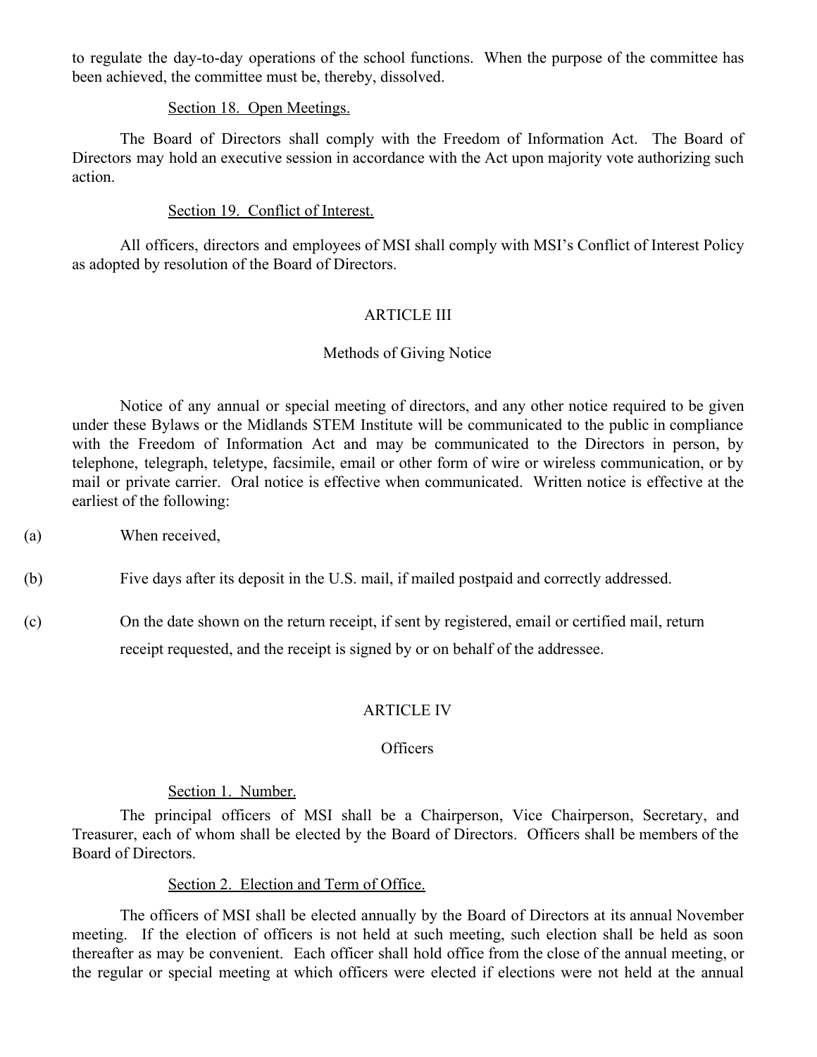to regulate the day-to-day operations of the school functions. When the purpose of the committee has been achieved, the committee must be, thereby, dissolved.

Section 18. Open Meetings.

The Board of Directors shall comply with the Freedom of Information Act. The Board of Directors may hold an executive session in accordance with the Act upon majority vote authorizing such action.

Section 19. Conflict of Interest.

All officers, directors and employees of MSI shall comply with MSI's Conflict of Interest Policy as adopted by resolution of the Board of Directors.

## ARTICLE III

### Methods of Giving Notice

Notice of any annual or special meeting of directors, and any other notice required to be given under these Bylaws or the Midlands STEM Institute will be communicated to the public in compliance with the Freedom of Information Act and may be communicated to the Directors in person, by telephone, telegraph, teletype, facsimile, email or other form of wire or wireless communication, or by mail or private carrier. Oral notice is effective when communicated. Written notice is effective at the earliest of the following:

(a) When received,

(b) Five days after its deposit in the U.S. mail, if mailed postpaid and correctly addressed.

(c) On the date shown on the return receipt, if sent by registered, email or certified mail, return receipt requested, and the receipt is signed by or on behalf of the addressee.

## ARTICLE IV

### Officers

Section 1. Number.

The principal officers of MSI shall be a Chairperson, Vice Chairperson, Secretary, and Treasurer, each of whom shall be elected by the Board of Directors. Officers shall be members of the Board of Directors.

Section 2. Election and Term of Office.

The officers of MSI shall be elected annually by the Board of Directors at its annual November meeting. If the election of officers is not held at such meeting, such election shall be held as soon thereafter as may be convenient. Each officer shall hold office from the close of the annual meeting, or the regular or special meeting at which officers were elected if elections were not held at the annual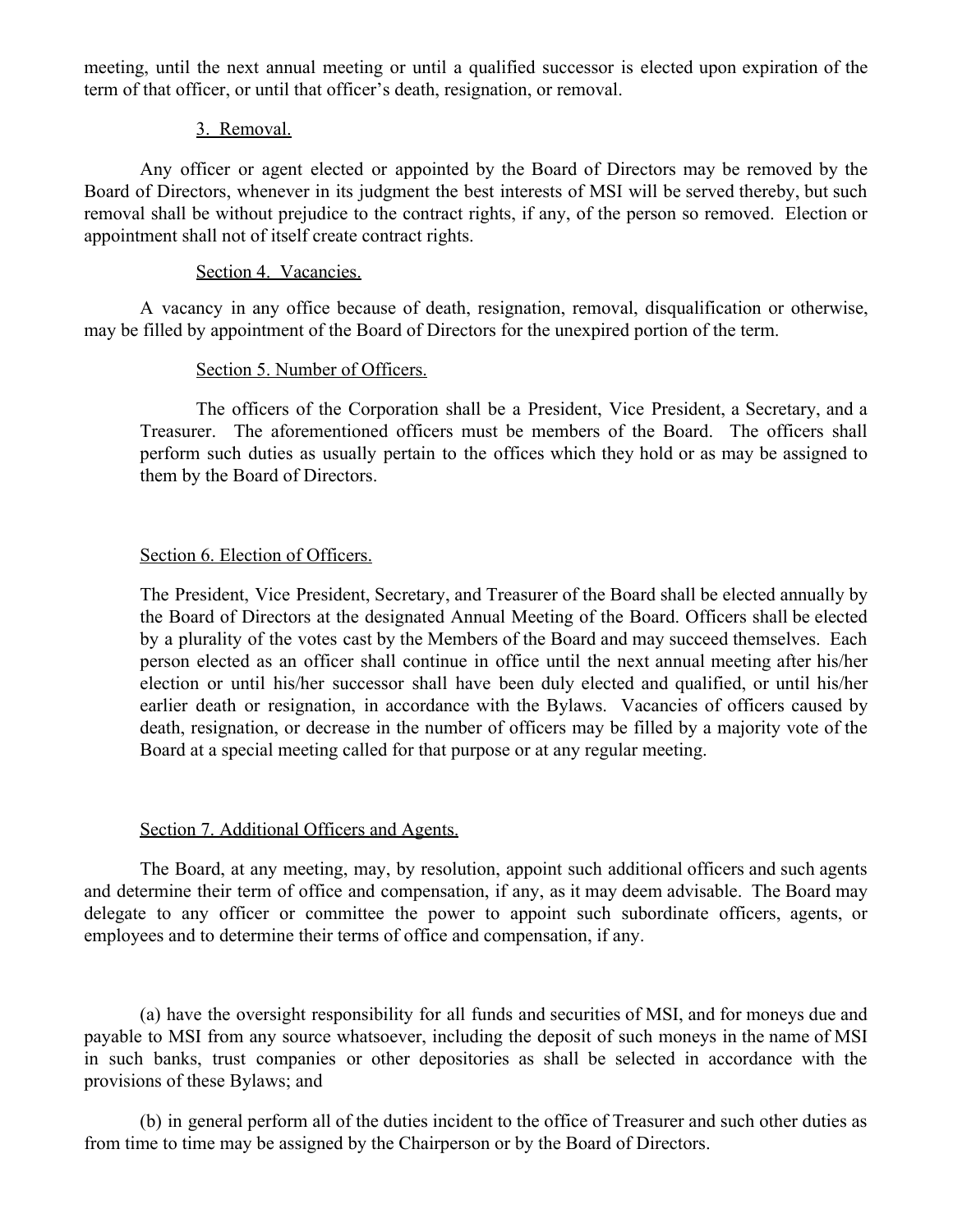meeting, until the next annual meeting or until a qualified successor is elected upon expiration of the term of that officer, or until that officer's death, resignation, or removal.

3. Removal.

Any officer or agent elected or appointed by the Board of Directors may be removed by the Board of Directors, whenever in its judgment the best interests of MSI will be served thereby, but such removal shall be without prejudice to the contract rights, if any, of the person so removed. Election or appointment shall not of itself create contract rights.

Section 4. Vacancies.

A vacancy in any office because of death, resignation, removal, disqualification or otherwise, may be filled by appointment of the Board of Directors for the unexpired portion of the term.

Section 5. Number of Officers.

The officers of the Corporation shall be a President, Vice President, a Secretary, and a Treasurer. The aforementioned officers must be members of the Board. The officers shall perform such duties as usually pertain to the offices which they hold or as may be assigned to them by the Board of Directors.

Section 6. Election of Officers.

The President, Vice President, Secretary, and Treasurer of the Board shall be elected annually by the Board of Directors at the designated Annual Meeting of the Board. Officers shall be elected by a plurality of the votes cast by the Members of the Board and may succeed themselves. Each person elected as an officer shall continue in office until the next annual meeting after his/her election or until his/her successor shall have been duly elected and qualified, or until his/her earlier death or resignation, in accordance with the Bylaws. Vacancies of officers caused by death, resignation, or decrease in the number of officers may be filled by a majority vote of the Board at a special meeting called for that purpose or at any regular meeting.

Section 7. Additional Officers and Agents.

The Board, at any meeting, may, by resolution, appoint such additional officers and such agents and determine their term of office and compensation, if any, as it may deem advisable. The Board may delegate to any officer or committee the power to appoint such subordinate officers, agents, or employees and to determine their terms of office and compensation, if any.

(a) have the oversight responsibility for all funds and securities of MSI, and for moneys due and payable to MSI from any source whatsoever, including the deposit of such moneys in the name of MSI in such banks, trust companies or other depositories as shall be selected in accordance with the provisions of these Bylaws; and

(b) in general perform all of the duties incident to the office of Treasurer and such other duties as from time to time may be assigned by the Chairperson or by the Board of Directors.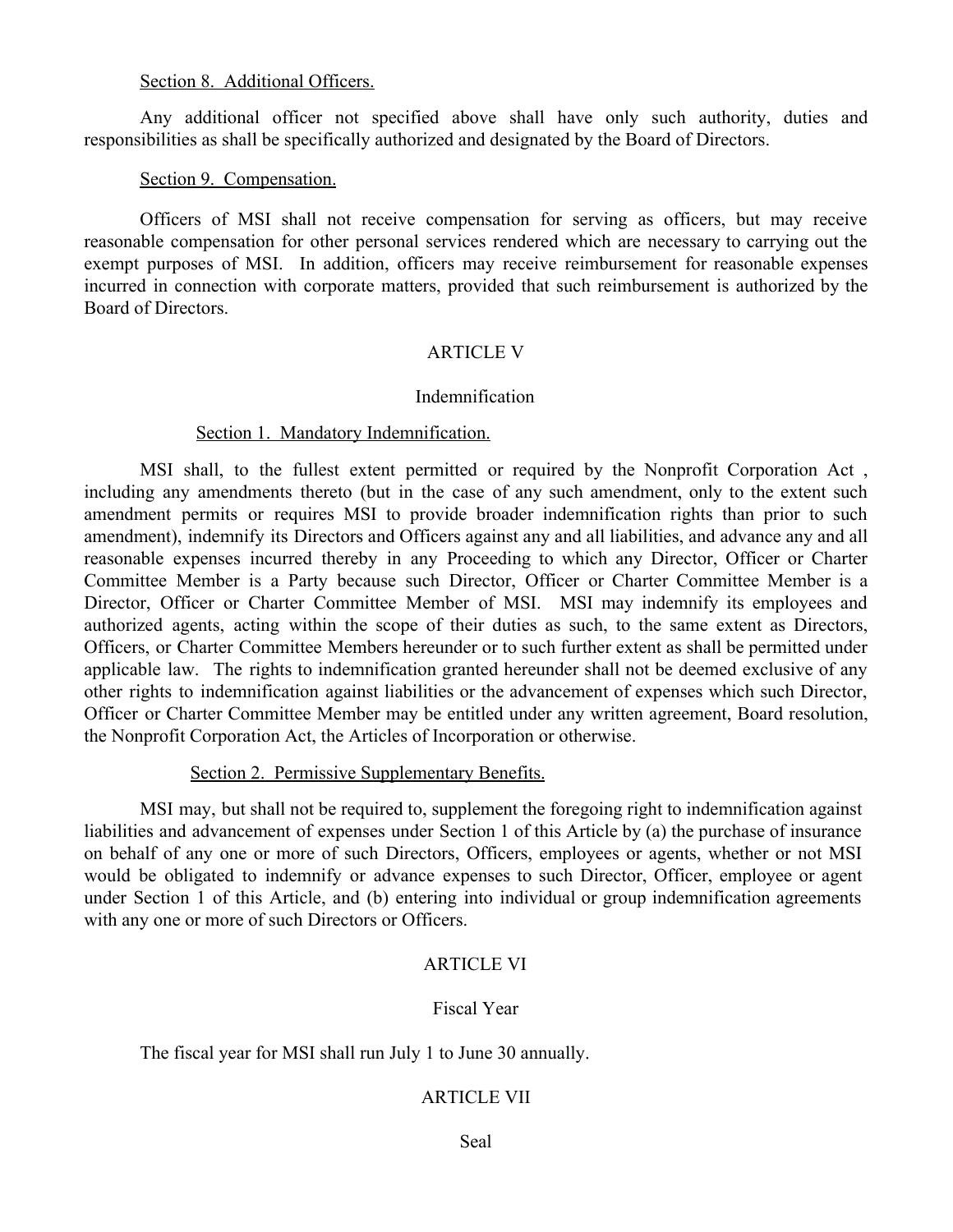Section 8. Additional Officers.

Any additional officer not specified above shall have only such authority, duties and responsibilities as shall be specifically authorized and designated by the Board of Directors.

Section 9. Compensation.

Officers of MSI shall not receive compensation for serving as officers, but may receive reasonable compensation for other personal services rendered which are necessary to carrying out the exempt purposes of MSI. In addition, officers may receive reimbursement for reasonable expenses incurred in connection with corporate matters, provided that such reimbursement is authorized by the Board of Directors.

## ARTICLE V

### Indemnification

Section 1. Mandatory Indemnification.

MSI shall, to the fullest extent permitted or required by the Nonprofit Corporation Act , including any amendments thereto (but in the case of any such amendment, only to the extent such amendment permits or requires MSI to provide broader indemnification rights than prior to such amendment), indemnify its Directors and Officers against any and all liabilities, and advance any and all reasonable expenses incurred thereby in any Proceeding to which any Director, Officer or Charter Committee Member is a Party because such Director, Officer or Charter Committee Member is a Director, Officer or Charter Committee Member of MSI. MSI may indemnify its employees and authorized agents, acting within the scope of their duties as such, to the same extent as Directors, Officers, or Charter Committee Members hereunder or to such further extent as shall be permitted under applicable law. The rights to indemnification granted hereunder shall not be deemed exclusive of any other rights to indemnification against liabilities or the advancement of expenses which such Director, Officer or Charter Committee Member may be entitled under any written agreement, Board resolution, the Nonprofit Corporation Act, the Articles of Incorporation or otherwise.

Section 2. Permissive Supplementary Benefits.

MSI may, but shall not be required to, supplement the foregoing right to indemnification against liabilities and advancement of expenses under Section 1 of this Article by (a) the purchase of insurance on behalf of any one or more of such Directors, Officers, employees or agents, whether or not MSI would be obligated to indemnify or advance expenses to such Director, Officer, employee or agent under Section 1 of this Article, and (b) entering into individual or group indemnification agreements with any one or more of such Directors or Officers.

## ARTICLE VI

### Fiscal Year

The fiscal year for MSI shall run July 1 to June 30 annually.

## ARTICLE VII

### Seal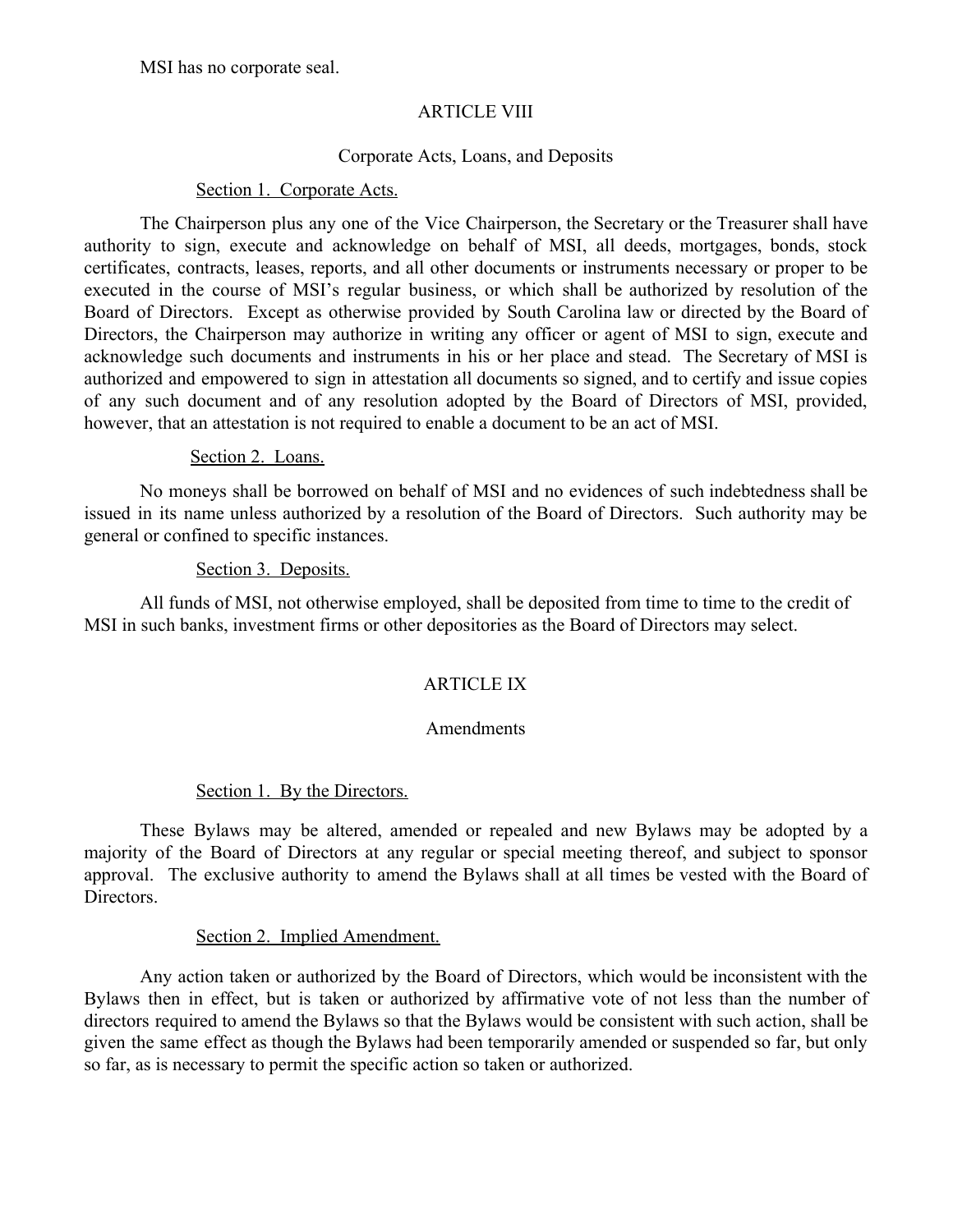MSI has no corporate seal.

## ARTICLE VIII

### Corporate Acts, Loans, and Deposits

Section 1. Corporate Acts.

The Chairperson plus any one of the Vice Chairperson, the Secretary or the Treasurer shall have authority to sign, execute and acknowledge on behalf of MSI, all deeds, mortgages, bonds, stock certificates, contracts, leases, reports, and all other documents or instruments necessary or proper to be executed in the course of MSI's regular business, or which shall be authorized by resolution of the Board of Directors. Except as otherwise provided by South Carolina law or directed by the Board of Directors, the Chairperson may authorize in writing any officer or agent of MSI to sign, execute and acknowledge such documents and instruments in his or her place and stead. The Secretary of MSI is authorized and empowered to sign in attestation all documents so signed, and to certify and issue copies of any such document and of any resolution adopted by the Board of Directors of MSI, provided, however, that an attestation is not required to enable a document to be an act of MSI.

Section 2. Loans.

No moneys shall be borrowed on behalf of MSI and no evidences of such indebtedness shall be issued in its name unless authorized by a resolution of the Board of Directors. Such authority may be general or confined to specific instances.

Section 3. Deposits.

All funds of MSI, not otherwise employed, shall be deposited from time to time to the credit of MSI in such banks, investment firms or other depositories as the Board of Directors may select.

## ARTICLE IX

### Amendments

Section 1. By the Directors.

These Bylaws may be altered, amended or repealed and new Bylaws may be adopted by a majority of the Board of Directors at any regular or special meeting thereof, and subject to sponsor approval. The exclusive authority to amend the Bylaws shall at all times be vested with the Board of Directors.

Section 2. Implied Amendment.

Any action taken or authorized by the Board of Directors, which would be inconsistent with the Bylaws then in effect, but is taken or authorized by affirmative vote of not less than the number of directors required to amend the Bylaws so that the Bylaws would be consistent with such action, shall be given the same effect as though the Bylaws had been temporarily amended or suspended so far, but only so far, as is necessary to permit the specific action so taken or authorized.